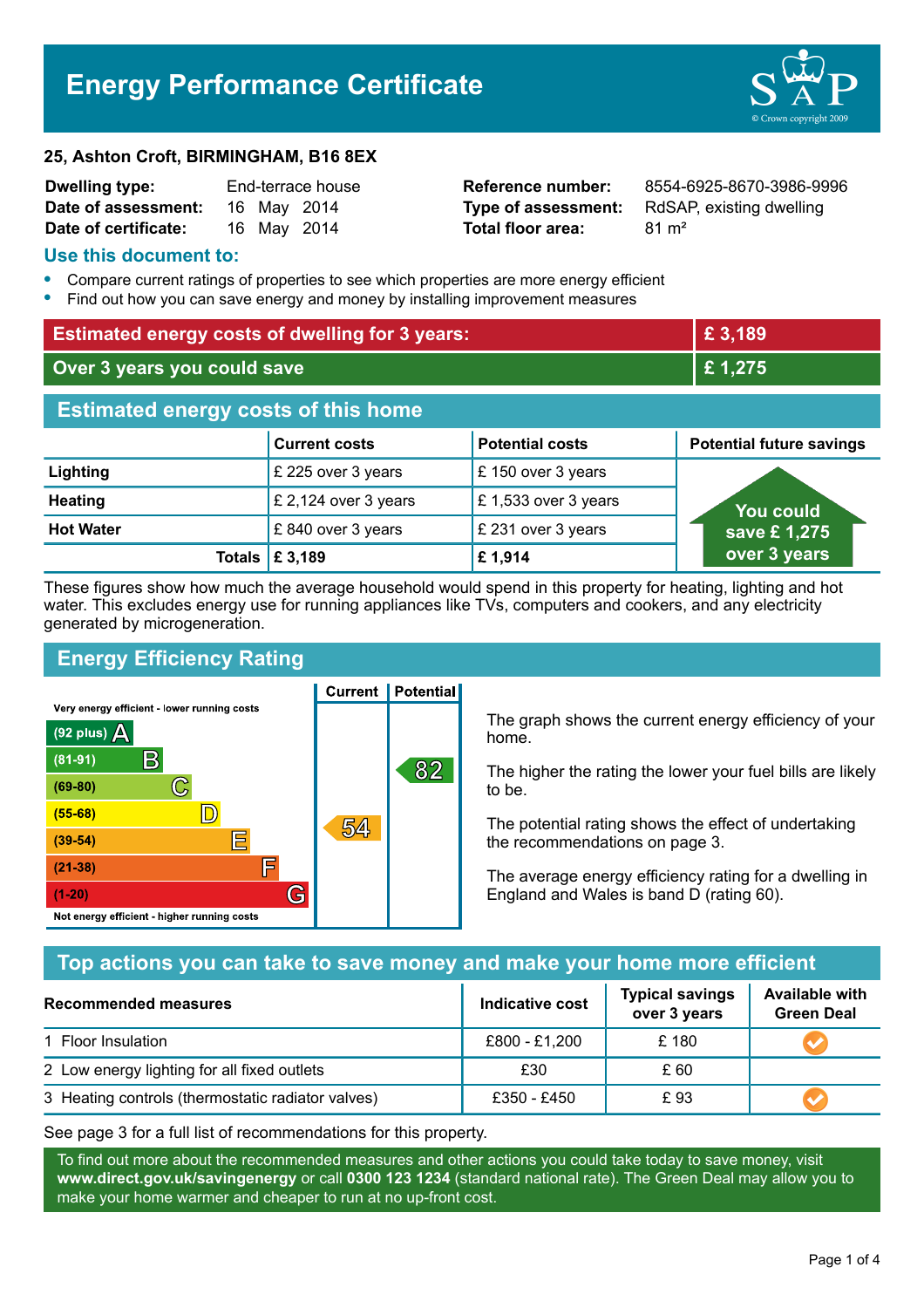# Energy Performance Certificate

**25, Ashton Croft, BIRMINGHAM, B16 8EX**

| | | | |
|---|---|---|---|
| **Dwelling type:** | End-terrace house | **Reference number:** | 8554-6925-8670-3986-9996 |
| **Date of assessment:** | 16 May 2014 | **Type of assessment:** | RdSAP, existing dwelling |
| **Date of certificate:** | 16 May 2014 | **Total floor area:** | 81 m² |

## Use this document to:

- Compare current ratings of properties to see which properties are more energy efficient
- Find out how you can save energy and money by installing improvement measures

| | |
|---|---|
| **Estimated energy costs of dwelling for 3 years:** | **£ 3,189** |
| **Over 3 years you could save** | **£ 1,275** |

## Estimated energy costs of this home

| | Current costs | Potential costs | Potential future savings |
|---|---|---|---|
| **Lighting** | £ 225 over 3 years | £ 150 over 3 years | You could save £ 1,275 over 3 years |
| **Heating** | £ 2,124 over 3 years | £ 1,533 over 3 years | |
| **Hot Water** | £ 840 over 3 years | £ 231 over 3 years | |
| **Totals** | **£ 3,189** | **£ 1,914** | |

These figures show how much the average household would spend in this property for heating, lighting and hot water. This excludes energy use for running appliances like TVs, computers and cookers, and any electricity generated by microgeneration.

## Energy Efficiency Rating

| Rating | Band | Current | Potential |
|---|---|---|---|
| Very energy efficient - lower running costs | | | |
| (92 plus) | A | | |
| (81-91) | B | | 82 |
| (69-80) | C | | |
| (55-68) | D | | |
| (39-54) | E | 54 | |
| (21-38) | F | | |
| (1-20) | G | | |
| Not energy efficient - higher running costs | | | |

The graph shows the current energy efficiency of your home.

The higher the rating the lower your fuel bills are likely to be.

The potential rating shows the effect of undertaking the recommendations on page 3.

The average energy efficiency rating for a dwelling in England and Wales is band D (rating 60).

## Top actions you can take to save money and make your home more efficient

| Recommended measures | Indicative cost | Typical savings over 3 years | Available with Green Deal |
|---|---|---|---|
| 1 Floor Insulation | £800 - £1,200 | £ 180 | ✔ |
| 2 Low energy lighting for all fixed outlets | £30 | £ 60 | |
| 3 Heating controls (thermostatic radiator valves) | £350 - £450 | £ 93 | ✔ |

See page 3 for a full list of recommendations for this property.

To find out more about the recommended measures and other actions you could take today to save money, visit **www.direct.gov.uk/savingenergy** or call **0300 123 1234** (standard national rate). The Green Deal may allow you to make your home warmer and cheaper to run at no up-front cost.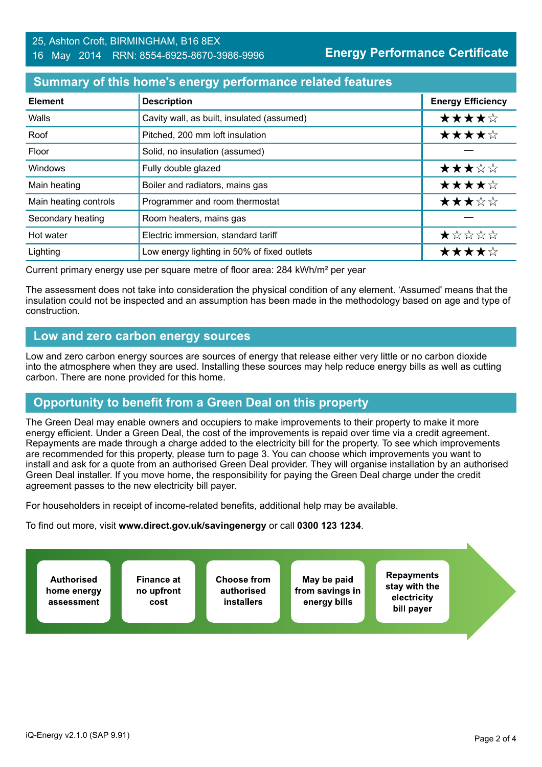25, Ashton Croft, BIRMINGHAM, B16 8EX
16 May 2014 RRN: 8554-6925-8670-3986-9996

**Energy Performance Certificate**

## Summary of this home's energy performance related features

| Element | Description | Energy Efficiency |
|---|---|---|
| Walls | Cavity wall, as built, insulated (assumed) | ★★★★☆ |
| Roof | Pitched, 200 mm loft insulation | ★★★★☆ |
| Floor | Solid, no insulation (assumed) | — |
| Windows | Fully double glazed | ★★★☆☆ |
| Main heating | Boiler and radiators, mains gas | ★★★★☆ |
| Main heating controls | Programmer and room thermostat | ★★★☆☆ |
| Secondary heating | Room heaters, mains gas | — |
| Hot water | Electric immersion, standard tariff | ★☆☆☆☆ |
| Lighting | Low energy lighting in 50% of fixed outlets | ★★★★☆ |

Current primary energy use per square metre of floor area: 284 kWh/m² per year

The assessment does not take into consideration the physical condition of any element. 'Assumed' means that the insulation could not be inspected and an assumption has been made in the methodology based on age and type of construction.

## Low and zero carbon energy sources

Low and zero carbon energy sources are sources of energy that release either very little or no carbon dioxide into the atmosphere when they are used. Installing these sources may help reduce energy bills as well as cutting carbon. There are none provided for this home.

## Opportunity to benefit from a Green Deal on this property

The Green Deal may enable owners and occupiers to make improvements to their property to make it more energy efficient. Under a Green Deal, the cost of the improvements is repaid over time via a credit agreement. Repayments are made through a charge added to the electricity bill for the property. To see which improvements are recommended for this property, please turn to page 3. You can choose which improvements you want to install and ask for a quote from an authorised Green Deal provider. They will organise installation by an authorised Green Deal installer. If you move home, the responsibility for paying the Green Deal charge under the credit agreement passes to the new electricity bill payer.

For householders in receipt of income-related benefits, additional help may be available.

To find out more, visit **www.direct.gov.uk/savingenergy** or call **0300 123 1234**.

- **Authorised home energy assessment**
- **Finance at no upfront cost**
- **Choose from authorised installers**
- **May be paid from savings in energy bills**
- **Repayments stay with the electricity bill payer**

iQ-Energy v2.1.0 (SAP 9.91)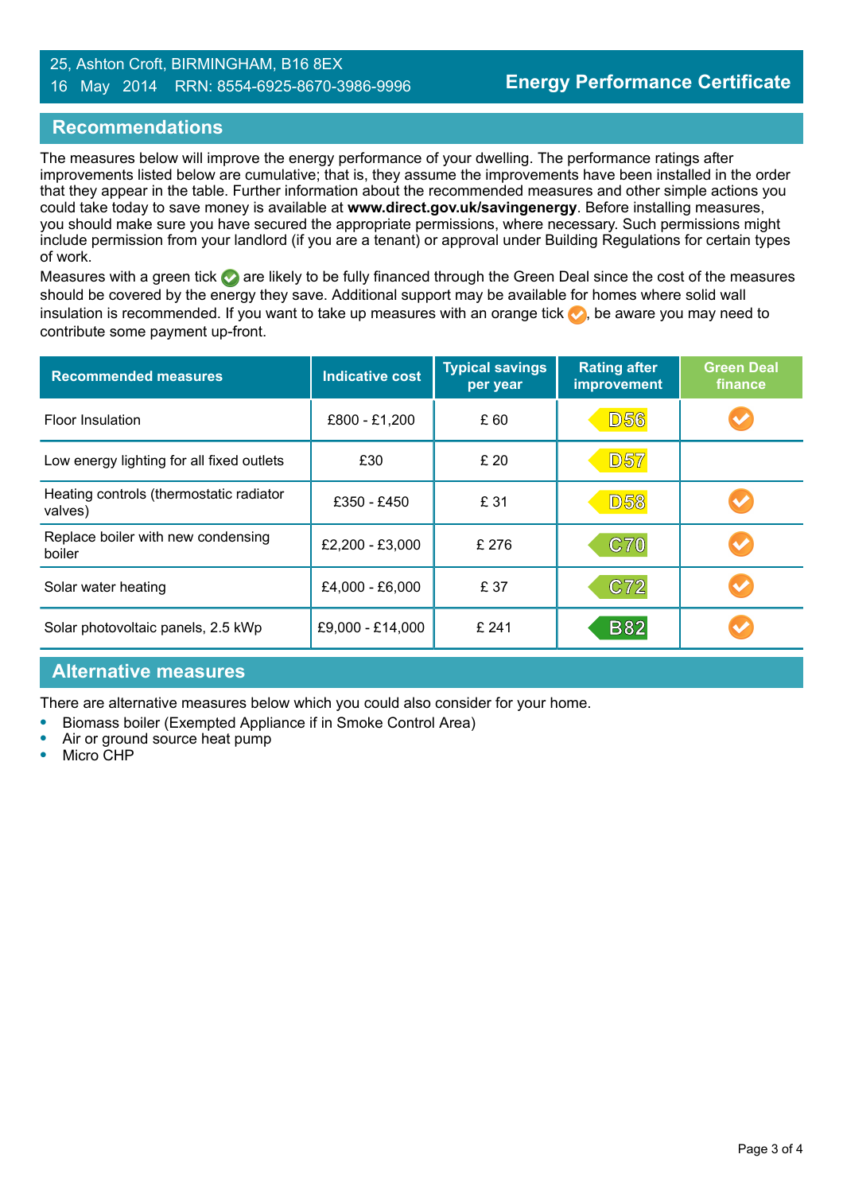25, Ashton Croft, BIRMINGHAM, B16 8EX
16 May 2014 RRN: 8554-6925-8670-3986-9996

**Energy Performance Certificate**

## Recommendations

The measures below will improve the energy performance of your dwelling. The performance ratings after improvements listed below are cumulative; that is, they assume the improvements have been installed in the order that they appear in the table. Further information about the recommended measures and other simple actions you could take today to save money is available at **www.direct.gov.uk/savingenergy**. Before installing measures, you should make sure you have secured the appropriate permissions, where necessary. Such permissions might include permission from your landlord (if you are a tenant) or approval under Building Regulations for certain types of work.

Measures with a green tick ✔ are likely to be fully financed through the Green Deal since the cost of the measures should be covered by the energy they save. Additional support may be available for homes where solid wall insulation is recommended. If you want to take up measures with an orange tick ✔, be aware you may need to contribute some payment up-front.

| Recommended measures | Indicative cost | Typical savings per year | Rating after improvement | Green Deal finance |
|---|---|---|---|---|
| Floor Insulation | £800 - £1,200 | £ 60 | D56 | ✔ (orange) |
| Low energy lighting for all fixed outlets | £30 | £ 20 | D57 | |
| Heating controls (thermostatic radiator valves) | £350 - £450 | £ 31 | D58 | ✔ (orange) |
| Replace boiler with new condensing boiler | £2,200 - £3,000 | £ 276 | C70 | ✔ (orange) |
| Solar water heating | £4,000 - £6,000 | £ 37 | C72 | ✔ (orange) |
| Solar photovoltaic panels, 2.5 kWp | £9,000 - £14,000 | £ 241 | B82 | ✔ (orange) |

## Alternative measures

There are alternative measures below which you could also consider for your home.

- Biomass boiler (Exempted Appliance if in Smoke Control Area)
- Air or ground source heat pump
- Micro CHP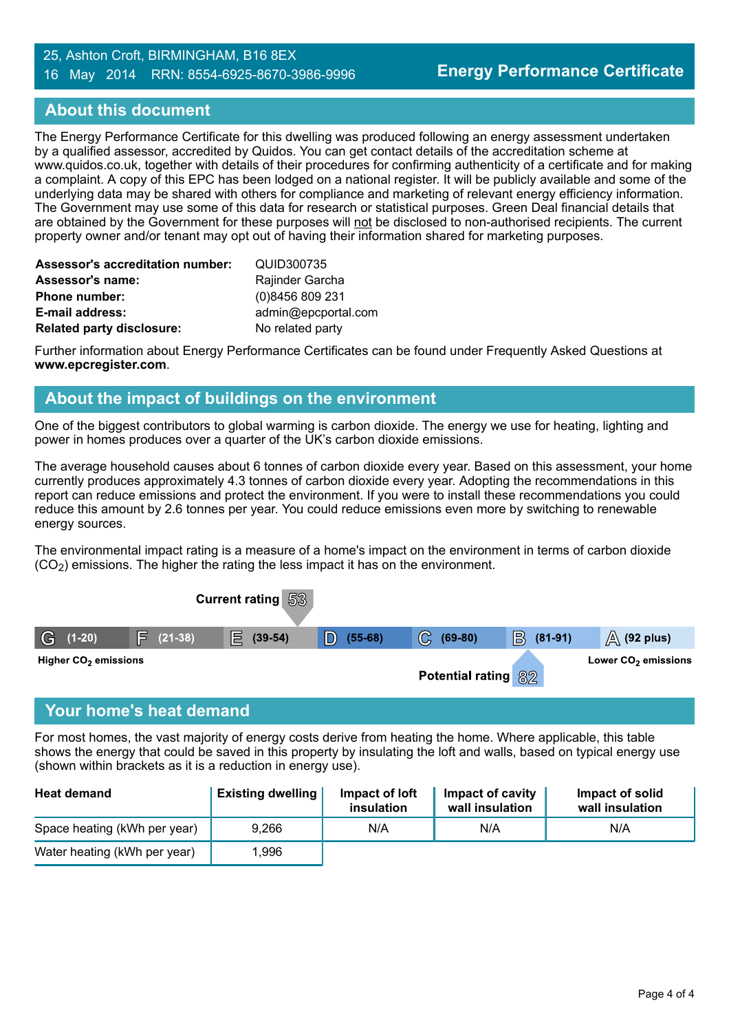25, Ashton Croft, BIRMINGHAM, B16 8EX
16 May 2014 RRN: 8554-6925-8670-3986-9996

**Energy Performance Certificate**

## About this document

The Energy Performance Certificate for this dwelling was produced following an energy assessment undertaken by a qualified assessor, accredited by Quidos. You can get contact details of the accreditation scheme at www.quidos.co.uk, together with details of their procedures for confirming authenticity of a certificate and for making a complaint. A copy of this EPC has been lodged on a national register. It will be publicly available and some of the underlying data may be shared with others for compliance and marketing of relevant energy efficiency information. The Government may use some of this data for research or statistical purposes. Green Deal financial details that are obtained by the Government for these purposes will not be disclosed to non-authorised recipients. The current property owner and/or tenant may opt out of having their information shared for marketing purposes.

| | |
|---|---|
| **Assessor's accreditation number:** | QUID300735 |
| **Assessor's name:** | Rajinder Garcha |
| **Phone number:** | (0)8456 809 231 |
| **E-mail address:** | admin@epcportal.com |
| **Related party disclosure:** | No related party |

Further information about Energy Performance Certificates can be found under Frequently Asked Questions at **www.epcregister.com**.

## About the impact of buildings on the environment

One of the biggest contributors to global warming is carbon dioxide. The energy we use for heating, lighting and power in homes produces over a quarter of the UK's carbon dioxide emissions.

The average household causes about 6 tonnes of carbon dioxide every year. Based on this assessment, your home currently produces approximately 4.3 tonnes of carbon dioxide every year. Adopting the recommendations in this report can reduce emissions and protect the environment. If you were to install these recommendations you could reduce this amount by 2.6 tonnes per year. You could reduce emissions even more by switching to renewable energy sources.

The environmental impact rating is a measure of a home's impact on the environment in terms of carbon dioxide ($CO_2$) emissions. The higher the rating the less impact it has on the environment.

Current rating 53

G (1-20) F (21-38) E (39-54) D (55-68) C (69-80) B (81-91) A (92 plus)

Higher $CO_2$ emissions

Lower $CO_2$ emissions

Potential rating 82

## Your home's heat demand

For most homes, the vast majority of energy costs derive from heating the home. Where applicable, this table shows the energy that could be saved in this property by insulating the loft and walls, based on typical energy use (shown within brackets as it is a reduction in energy use).

| Heat demand | Existing dwelling | Impact of loft insulation | Impact of cavity wall insulation | Impact of solid wall insulation |
|---|---|---|---|---|
| Space heating (kWh per year) | 9,266 | N/A | N/A | N/A |
| Water heating (kWh per year) | 1,996 | | | |